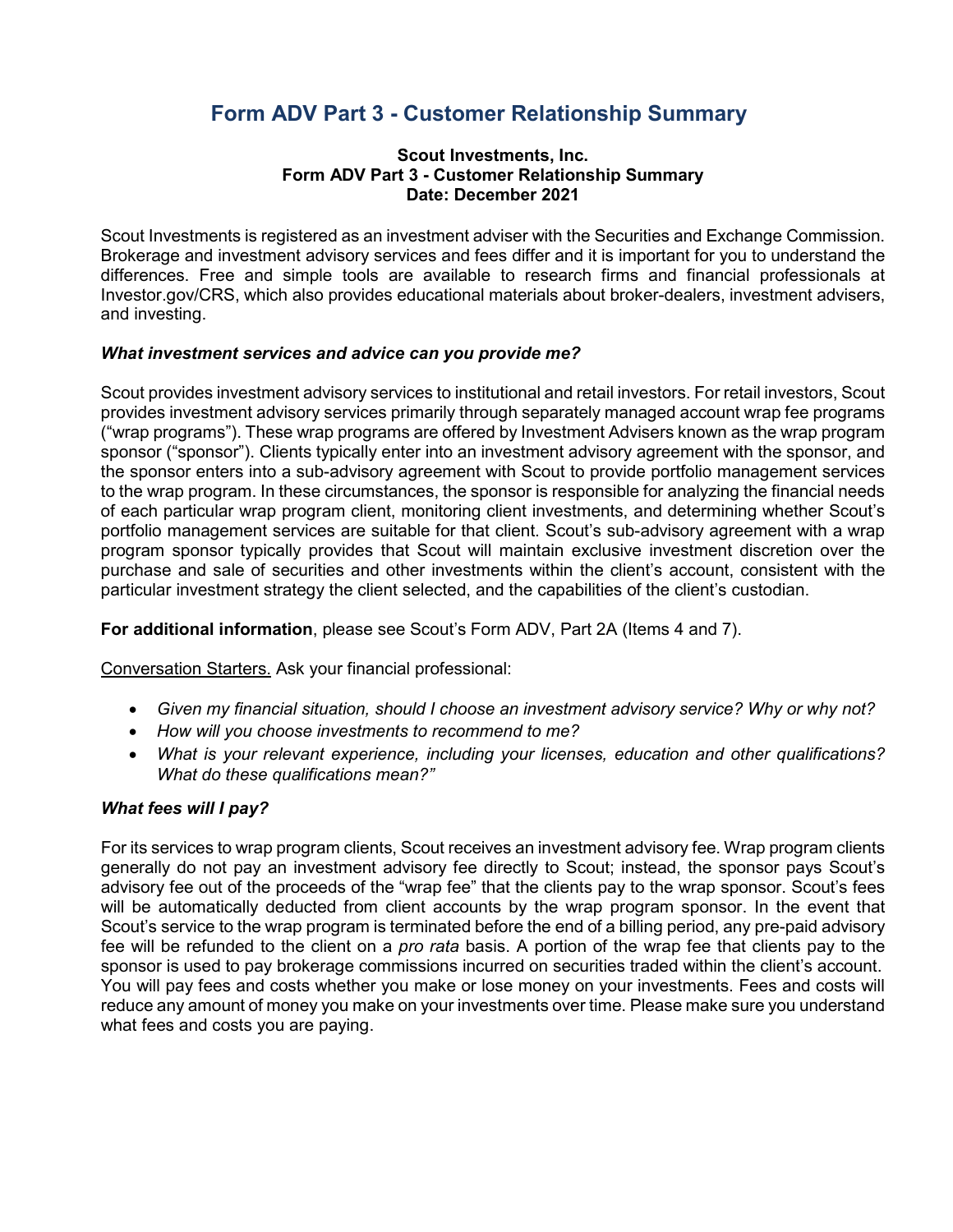# Form ADV Part 3 - Customer Relationship Summary

**Scout Investments, Inc.**
**Form ADV Part 3 - Customer Relationship Summary**
**Date: December 2021**

Scout Investments is registered as an investment adviser with the Securities and Exchange Commission. Brokerage and investment advisory services and fees differ and it is important for you to understand the differences. Free and simple tools are available to research firms and financial professionals at Investor.gov/CRS, which also provides educational materials about broker-dealers, investment advisers, and investing.

***What investment services and advice can you provide me?***

Scout provides investment advisory services to institutional and retail investors. For retail investors, Scout provides investment advisory services primarily through separately managed account wrap fee programs ("wrap programs"). These wrap programs are offered by Investment Advisers known as the wrap program sponsor ("sponsor"). Clients typically enter into an investment advisory agreement with the sponsor, and the sponsor enters into a sub-advisory agreement with Scout to provide portfolio management services to the wrap program. In these circumstances, the sponsor is responsible for analyzing the financial needs of each particular wrap program client, monitoring client investments, and determining whether Scout's portfolio management services are suitable for that client. Scout's sub-advisory agreement with a wrap program sponsor typically provides that Scout will maintain exclusive investment discretion over the purchase and sale of securities and other investments within the client's account, consistent with the particular investment strategy the client selected, and the capabilities of the client's custodian.

**For additional information**, please see Scout's Form ADV, Part 2A (Items 4 and 7).

<u>Conversation Starters.</u> Ask your financial professional:

- *Given my financial situation, should I choose an investment advisory service? Why or why not?*
- *How will you choose investments to recommend to me?*
- *What is your relevant experience, including your licenses, education and other qualifications? What do these qualifications mean?"*

***What fees will I pay?***

For its services to wrap program clients, Scout receives an investment advisory fee. Wrap program clients generally do not pay an investment advisory fee directly to Scout; instead, the sponsor pays Scout's advisory fee out of the proceeds of the "wrap fee" that the clients pay to the wrap sponsor. Scout's fees will be automatically deducted from client accounts by the wrap program sponsor. In the event that Scout's service to the wrap program is terminated before the end of a billing period, any pre-paid advisory fee will be refunded to the client on a *pro rata* basis. A portion of the wrap fee that clients pay to the sponsor is used to pay brokerage commissions incurred on securities traded within the client's account. You will pay fees and costs whether you make or lose money on your investments. Fees and costs will reduce any amount of money you make on your investments over time. Please make sure you understand what fees and costs you are paying.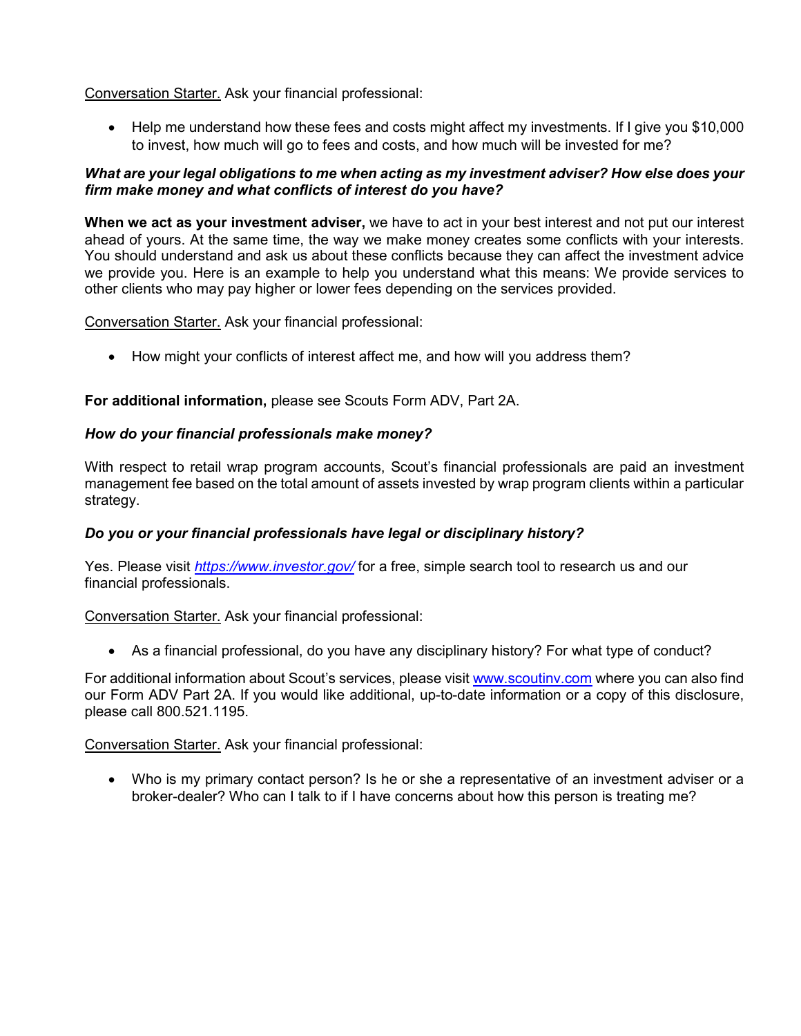Conversation Starter. Ask your financial professional:

- Help me understand how these fees and costs might affect my investments. If I give you $10,000 to invest, how much will go to fees and costs, and how much will be invested for me?

***What are your legal obligations to me when acting as my investment adviser? How else does your firm make money and what conflicts of interest do you have?***

**When we act as your investment adviser,** we have to act in your best interest and not put our interest ahead of yours. At the same time, the way we make money creates some conflicts with your interests. You should understand and ask us about these conflicts because they can affect the investment advice we provide you. Here is an example to help you understand what this means: We provide services to other clients who may pay higher or lower fees depending on the services provided.

Conversation Starter. Ask your financial professional:

- How might your conflicts of interest affect me, and how will you address them?

**For additional information,** please see Scouts Form ADV, Part 2A.

***How do your financial professionals make money?***

With respect to retail wrap program accounts, Scout's financial professionals are paid an investment management fee based on the total amount of assets invested by wrap program clients within a particular strategy.

***Do you or your financial professionals have legal or disciplinary history?***

Yes. Please visit [*https://www.investor.gov/*](https://www.investor.gov/) for a free, simple search tool to research us and our financial professionals.

Conversation Starter. Ask your financial professional:

- As a financial professional, do you have any disciplinary history? For what type of conduct?

For additional information about Scout's services, please visit [www.scoutinv.com](http://www.scoutinv.com) where you can also find our Form ADV Part 2A. If you would like additional, up-to-date information or a copy of this disclosure, please call 800.521.1195.

Conversation Starter. Ask your financial professional:

- Who is my primary contact person? Is he or she a representative of an investment adviser or a broker-dealer? Who can I talk to if I have concerns about how this person is treating me?